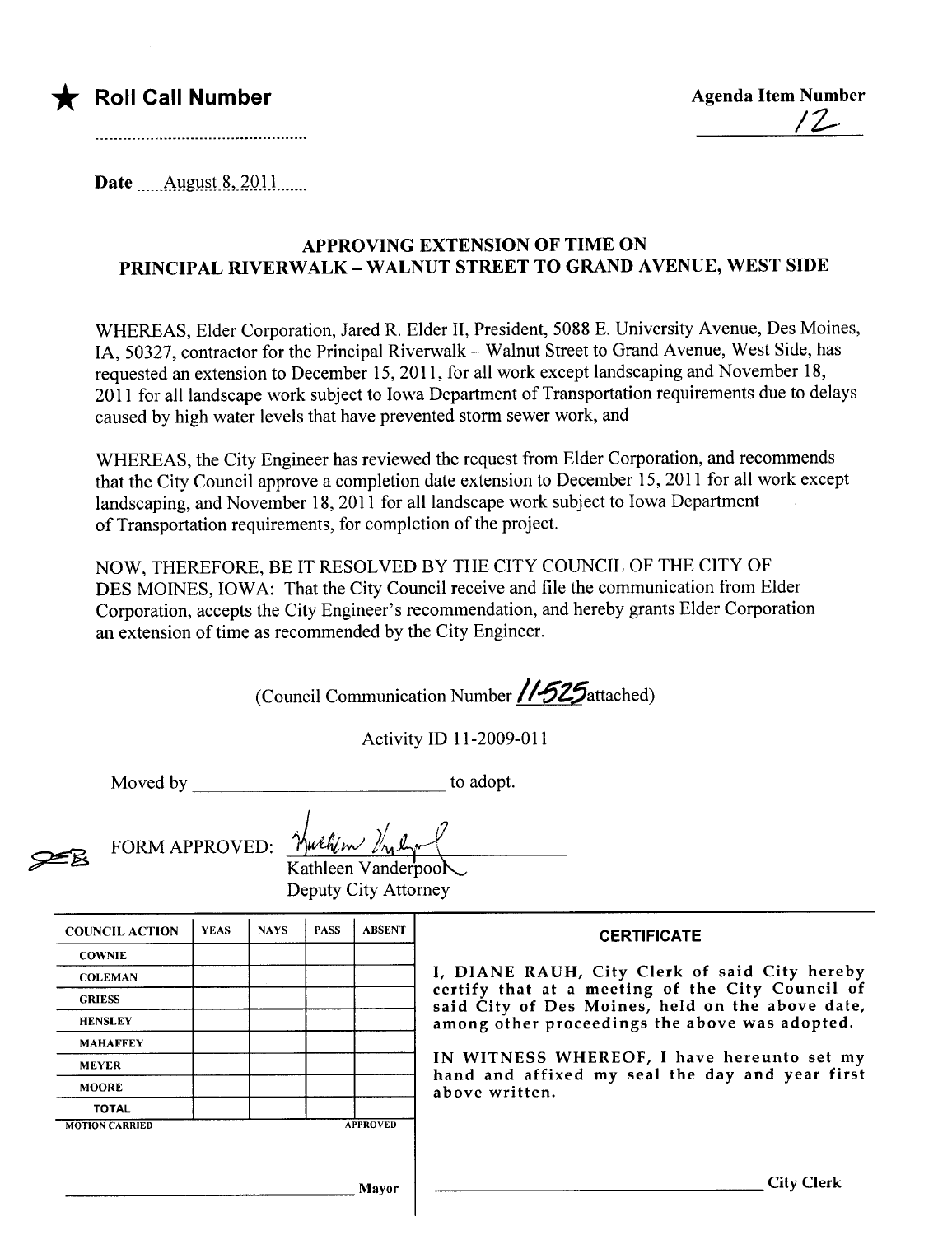★ **Roll Call Number**

**Agenda Item Number**
12

Date August 8, 2011

## APPROVING EXTENSION OF TIME ON PRINCIPAL RIVERWALK – WALNUT STREET TO GRAND AVENUE, WEST SIDE

WHEREAS, Elder Corporation, Jared R. Elder II, President, 5088 E. University Avenue, Des Moines, IA, 50327, contractor for the Principal Riverwalk – Walnut Street to Grand Avenue, West Side, has requested an extension to December 15, 2011, for all work except landscaping and November 18, 2011 for all landscape work subject to Iowa Department of Transportation requirements due to delays caused by high water levels that have prevented storm sewer work, and

WHEREAS, the City Engineer has reviewed the request from Elder Corporation, and recommends that the City Council approve a completion date extension to December 15, 2011 for all work except landscaping, and November 18, 2011 for all landscape work subject to Iowa Department of Transportation requirements, for completion of the project.

NOW, THEREFORE, BE IT RESOLVED BY THE CITY COUNCIL OF THE CITY OF DES MOINES, IOWA: That the City Council receive and file the communication from Elder Corporation, accepts the City Engineer's recommendation, and hereby grants Elder Corporation an extension of time as recommended by the City Engineer.

(Council Communication Number 11-525 attached)

Activity ID 11-2009-011

Moved by ______________________ to adopt.

FORM APPROVED: [signature]
Kathleen Vanderpool
Deputy City Attorney

| COUNCIL ACTION | YEAS | NAYS | PASS | ABSENT |
|---|---|---|---|---|
| COWNIE | | | | |
| COLEMAN | | | | |
| GRIESS | | | | |
| HENSLEY | | | | |
| MAHAFFEY | | | | |
| MEYER | | | | |
| MOORE | | | | |
| TOTAL | | | | |
| MOTION CARRIED | | | | APPROVED |

______________________ Mayor

**CERTIFICATE**

I, DIANE RAUH, City Clerk of said City hereby certify that at a meeting of the City Council of said City of Des Moines, held on the above date, among other proceedings the above was adopted.

IN WITNESS WHEREOF, I have hereunto set my hand and affixed my seal the day and year first above written.

______________________ City Clerk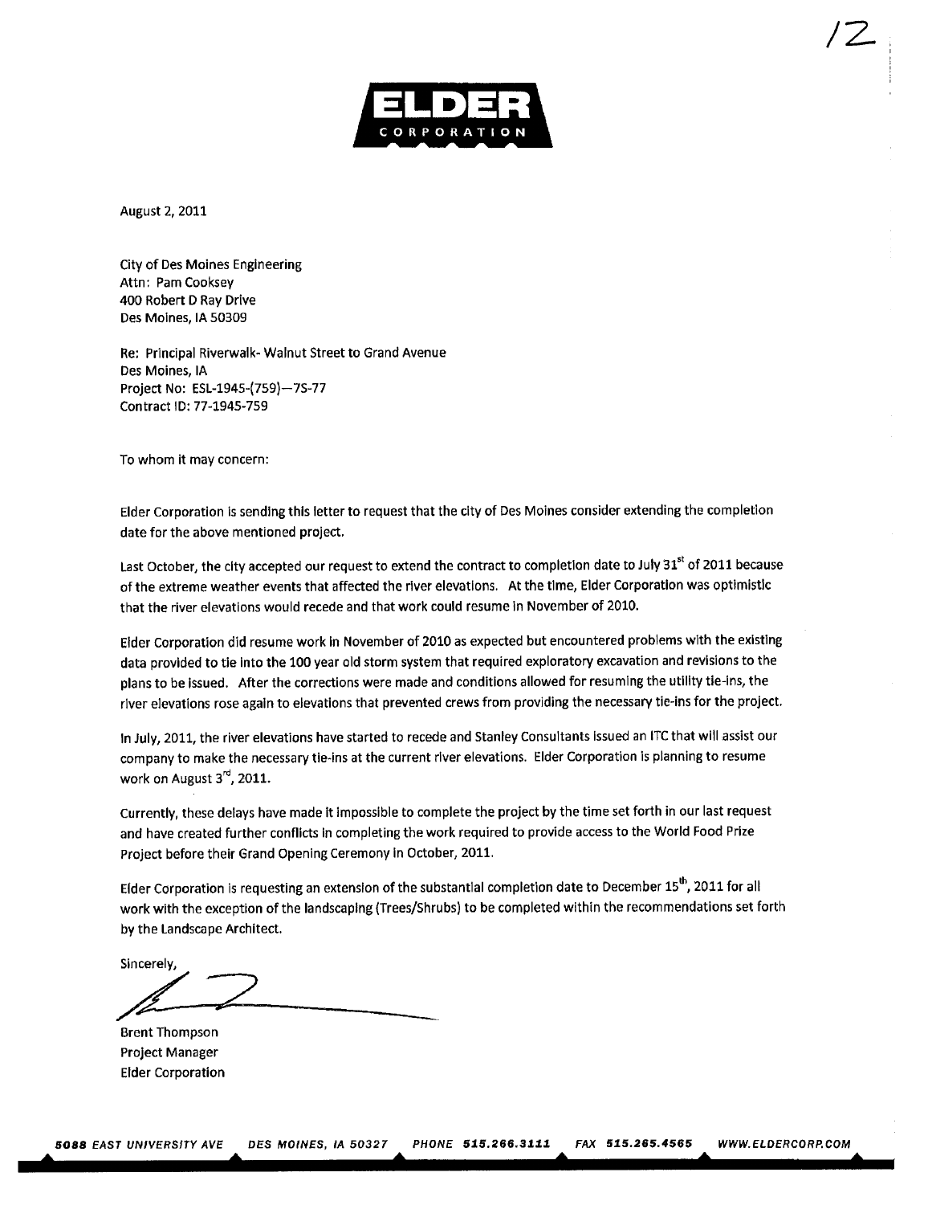**ELDER**
CORPORATION

August 2, 2011

City of Des Moines Engineering
Attn: Pam Cooksey
400 Robert D Ray Drive
Des Moines, IA 50309

Re: Principal Riverwalk- Walnut Street to Grand Avenue
Des Moines, IA
Project No: ESL-1945-(759)—7S-77
Contract ID: 77-1945-759

To whom it may concern:

Elder Corporation is sending this letter to request that the city of Des Moines consider extending the completion date for the above mentioned project.

Last October, the city accepted our request to extend the contract to completion date to July 31st of 2011 because of the extreme weather events that affected the river elevations. At the time, Elder Corporation was optimistic that the river elevations would recede and that work could resume in November of 2010.

Elder Corporation did resume work in November of 2010 as expected but encountered problems with the existing data provided to tie into the 100 year old storm system that required exploratory excavation and revisions to the plans to be issued. After the corrections were made and conditions allowed for resuming the utility tie-ins, the river elevations rose again to elevations that prevented crews from providing the necessary tie-ins for the project.

In July, 2011, the river elevations have started to recede and Stanley Consultants issued an ITC that will assist our company to make the necessary tie-ins at the current river elevations. Elder Corporation is planning to resume work on August 3rd, 2011.

Currently, these delays have made it impossible to complete the project by the time set forth in our last request and have created further conflicts in completing the work required to provide access to the World Food Prize Project before their Grand Opening Ceremony in October, 2011.

Elder Corporation is requesting an extension of the substantial completion date to December 15th, 2011 for all work with the exception of the landscaping (Trees/Shrubs) to be completed within the recommendations set forth by the Landscape Architect.

Sincerely,

Brent Thompson
Project Manager
Elder Corporation

5088 EAST UNIVERSITY AVE DES MOINES, IA 50327 PHONE 515.266.3111 FAX 515.265.4565 WWW.ELDERCORP.COM